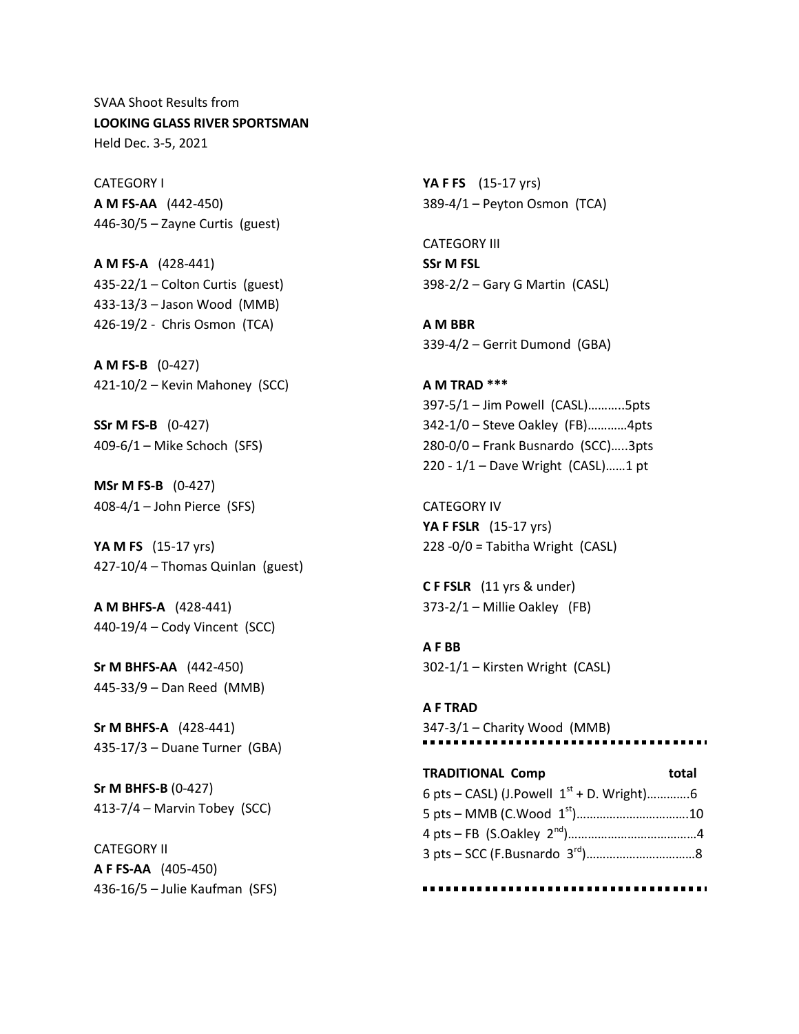SVAA Shoot Results from

**LOOKING GLASS RIVER SPORTSMAN**

Held Dec. 3-5, 2021

CATEGORY I

**A M FS-AA** (442-450)
446-30/5 – Zayne Curtis (guest)

**A M FS-A** (428-441)
435-22/1 – Colton Curtis (guest)
433-13/3 – Jason Wood (MMB)
426-19/2 - Chris Osmon (TCA)

**A M FS-B** (0-427)
421-10/2 – Kevin Mahoney (SCC)

**SSr M FS-B** (0-427)
409-6/1 – Mike Schoch (SFS)

**MSr M FS-B** (0-427)
408-4/1 – John Pierce (SFS)

**YA M FS** (15-17 yrs)
427-10/4 – Thomas Quinlan (guest)

**A M BHFS-A** (428-441)
440-19/4 – Cody Vincent (SCC)

**Sr M BHFS-AA** (442-450)
445-33/9 – Dan Reed (MMB)

**Sr M BHFS-A** (428-441)
435-17/3 – Duane Turner (GBA)

**Sr M BHFS-B** (0-427)
413-7/4 – Marvin Tobey (SCC)

CATEGORY II

**A F FS-AA** (405-450)
436-16/5 – Julie Kaufman (SFS)

**YA F FS** (15-17 yrs)
389-4/1 – Peyton Osmon (TCA)

CATEGORY III

**SSr M FSL**
398-2/2 – Gary G Martin (CASL)

**A M BBR**
339-4/2 – Gerrit Dumond (GBA)

**A M TRAD \*\*\***
397-5/1 – Jim Powell (CASL)..........5pts
342-1/0 – Steve Oakley (FB)............4pts
280-0/0 – Frank Busnardo (SCC).....3pts
220 - 1/1 – Dave Wright (CASL)......1 pt

CATEGORY IV

**YA F FSLR** (15-17 yrs)
228 -0/0 = Tabitha Wright (CASL)

**C F FSLR** (11 yrs & under)
373-2/1 – Millie Oakley (FB)

**A F BB**
302-1/1 – Kirsten Wright (CASL)

**A F TRAD**
347-3/1 – Charity Wood (MMB)

---

| **TRADITIONAL Comp** | **total** |
|---|---|
| 6 pts – CASL) (J.Powell 1st + D. Wright) | 6 |
| 5 pts – MMB (C.Wood 1st) | 10 |
| 4 pts – FB (S.Oakley 2nd) | 4 |
| 3 pts – SCC (F.Busnardo 3rd) | 8 |

---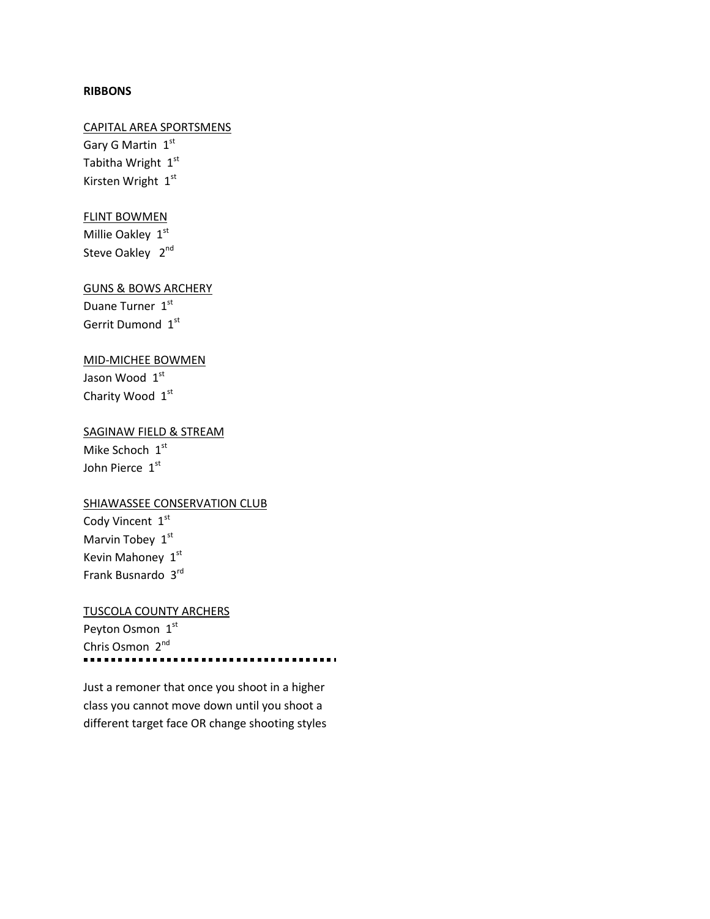**RIBBONS**

CAPITAL AREA SPORTSMENS

Gary G Martin  1st
Tabitha Wright  1st
Kirsten Wright  1st

FLINT BOWMEN

Millie Oakley  1st
Steve Oakley  2nd

GUNS & BOWS ARCHERY

Duane Turner  1st
Gerrit Dumond  1st

MID-MICHEE BOWMEN

Jason Wood  1st
Charity Wood  1st

SAGINAW FIELD & STREAM

Mike Schoch  1st
John Pierce  1st

SHIAWASSEE CONSERVATION CLUB

Cody Vincent  1st
Marvin Tobey  1st
Kevin Mahoney  1st
Frank Busnardo  3rd

TUSCOLA COUNTY ARCHERS

Peyton Osmon  1st
Chris Osmon  2nd

---

Just a remoner that once you shoot in a higher class you cannot move down until you shoot a different target face OR change shooting styles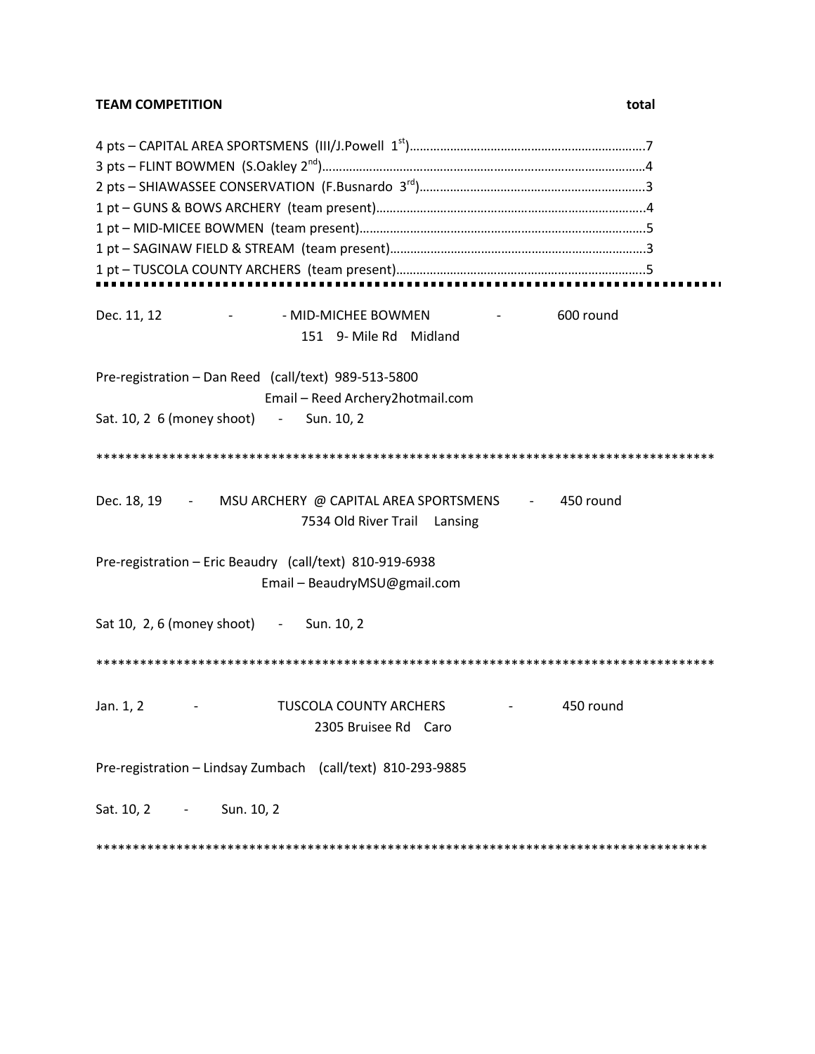**TEAM COMPETITION** **total**

4 pts – CAPITAL AREA SPORTSMENS (III/J.Powell 1st)……………………………………………………………7
3 pts – FLINT BOWMEN (S.Oakley 2nd)……………………………………………………………………………4
2 pts – SHIAWASSEE CONSERVATION (F.Busnardo 3rd)………………………………………………………3
1 pt – GUNS & BOWS ARCHERY (team present)…………………………………………………………………4
1 pt – MID-MICEE BOWMEN (team present)………………………………………………………………………5
1 pt – SAGINAW FIELD & STREAM (team present)………………………………………………………………3
1 pt – TUSCOLA COUNTY ARCHERS (team present)……………………………………………………………5

---

Dec. 11, 12 - - MID-MICHEE BOWMEN - 600 round
151 9- Mile Rd Midland

Pre-registration – Dan Reed (call/text) 989-513-5800
Email – Reed Archery2hotmail.com

Sat. 10, 2 6 (money shoot) - Sun. 10, 2

***************************************************************************************

Dec. 18, 19 - MSU ARCHERY @ CAPITAL AREA SPORTSMENS - 450 round
7534 Old River Trail Lansing

Pre-registration – Eric Beaudry (call/text) 810-919-6938
Email – BeaudryMSU@gmail.com

Sat 10, 2, 6 (money shoot) - Sun. 10, 2

***************************************************************************************

Jan. 1, 2 - TUSCOLA COUNTY ARCHERS - 450 round
2305 Bruisee Rd Caro

Pre-registration – Lindsay Zumbach (call/text) 810-293-9885

Sat. 10, 2 - Sun. 10, 2

***************************************************************************************